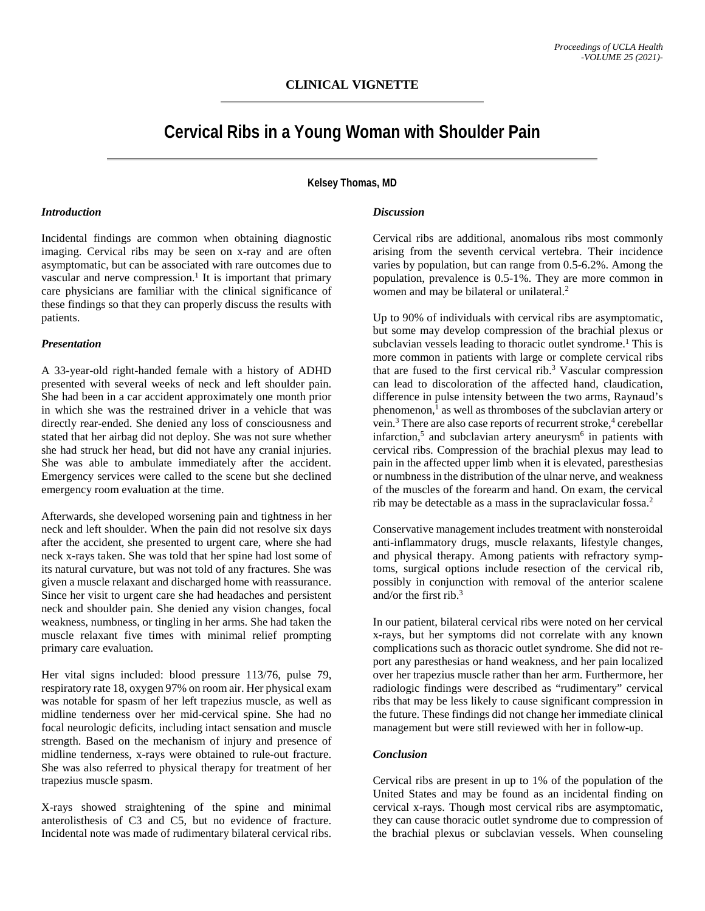CLINICAL VIGNETTE

# Cervical Ribs in a Young Woman with Shoulder Pain

**Kelsey Thomas, MD**

### *Introduction*

Incidental findings are common when obtaining diagnostic imaging. Cervical ribs may be seen on x-ray and are often asymptomatic, but can be associated with rare outcomes due to vascular and nerve compression.[1] It is important that primary care physicians are familiar with the clinical significance of these findings so that they can properly discuss the results with patients.

### *Presentation*

A 33-year-old right-handed female with a history of ADHD presented with several weeks of neck and left shoulder pain. She had been in a car accident approximately one month prior in which she was the restrained driver in a vehicle that was directly rear-ended. She denied any loss of consciousness and stated that her airbag did not deploy. She was not sure whether she had struck her head, but did not have any cranial injuries. She was able to ambulate immediately after the accident. Emergency services were called to the scene but she declined emergency room evaluation at the time.

Afterwards, she developed worsening pain and tightness in her neck and left shoulder. When the pain did not resolve six days after the accident, she presented to urgent care, where she had neck x-rays taken. She was told that her spine had lost some of its natural curvature, but was not told of any fractures. She was given a muscle relaxant and discharged home with reassurance. Since her visit to urgent care she had headaches and persistent neck and shoulder pain. She denied any vision changes, focal weakness, numbness, or tingling in her arms. She had taken the muscle relaxant five times with minimal relief prompting primary care evaluation.

Her vital signs included: blood pressure 113/76, pulse 79, respiratory rate 18, oxygen 97% on room air. Her physical exam was notable for spasm of her left trapezius muscle, as well as midline tenderness over her mid-cervical spine. She had no focal neurologic deficits, including intact sensation and muscle strength. Based on the mechanism of injury and presence of midline tenderness, x-rays were obtained to rule-out fracture. She was also referred to physical therapy for treatment of her trapezius muscle spasm.

X-rays showed straightening of the spine and minimal anterolisthesis of C3 and C5, but no evidence of fracture. Incidental note was made of rudimentary bilateral cervical ribs.

### *Discussion*

Cervical ribs are additional, anomalous ribs most commonly arising from the seventh cervical vertebra. Their incidence varies by population, but can range from 0.5-6.2%. Among the population, prevalence is 0.5-1%. They are more common in women and may be bilateral or unilateral.[2]

Up to 90% of individuals with cervical ribs are asymptomatic, but some may develop compression of the brachial plexus or subclavian vessels leading to thoracic outlet syndrome.[1] This is more common in patients with large or complete cervical ribs that are fused to the first cervical rib.[3] Vascular compression can lead to discoloration of the affected hand, claudication, difference in pulse intensity between the two arms, Raynaud's phenomenon,[1] as well as thromboses of the subclavian artery or vein.[3] There are also case reports of recurrent stroke,[4] cerebellar infarction,[5] and subclavian artery aneurysm[6] in patients with cervical ribs. Compression of the brachial plexus may lead to pain in the affected upper limb when it is elevated, paresthesias or numbness in the distribution of the ulnar nerve, and weakness of the muscles of the forearm and hand. On exam, the cervical rib may be detectable as a mass in the supraclavicular fossa.[2]

Conservative management includes treatment with nonsteroidal anti-inflammatory drugs, muscle relaxants, lifestyle changes, and physical therapy. Among patients with refractory symptoms, surgical options include resection of the cervical rib, possibly in conjunction with removal of the anterior scalene and/or the first rib.[3]

In our patient, bilateral cervical ribs were noted on her cervical x-rays, but her symptoms did not correlate with any known complications such as thoracic outlet syndrome. She did not report any paresthesias or hand weakness, and her pain localized over her trapezius muscle rather than her arm. Furthermore, her radiologic findings were described as "rudimentary" cervical ribs that may be less likely to cause significant compression in the future. These findings did not change her immediate clinical management but were still reviewed with her in follow-up.

### *Conclusion*

Cervical ribs are present in up to 1% of the population of the United States and may be found as an incidental finding on cervical x-rays. Though most cervical ribs are asymptomatic, they can cause thoracic outlet syndrome due to compression of the brachial plexus or subclavian vessels. When counseling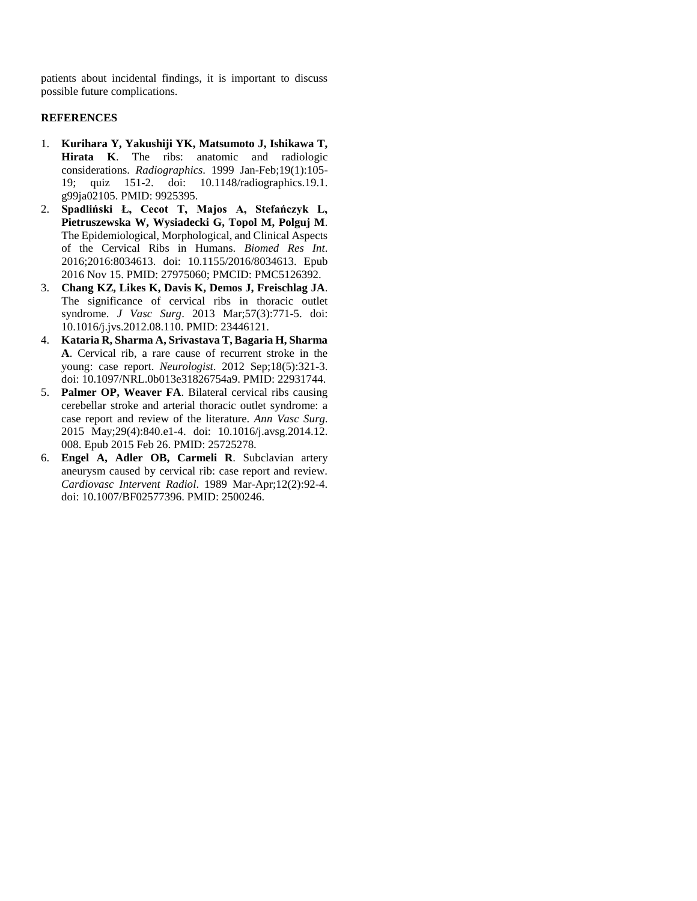patients about incidental findings, it is important to discuss possible future complications.

## REFERENCES

1. **Kurihara Y, Yakushiji YK, Matsumoto J, Ishikawa T, Hirata K**. The ribs: anatomic and radiologic considerations. *Radiographics*. 1999 Jan-Feb;19(1):105-19; quiz 151-2. doi: 10.1148/radiographics.19.1.g99ja02105. PMID: 9925395.
2. **Spadliński Ł, Cecot T, Majos A, Stefańczyk L, Pietruszewska W, Wysiadecki G, Topol M, Polguj M**. The Epidemiological, Morphological, and Clinical Aspects of the Cervical Ribs in Humans. *Biomed Res Int*. 2016;2016:8034613. doi: 10.1155/2016/8034613. Epub 2016 Nov 15. PMID: 27975060; PMCID: PMC5126392.
3. **Chang KZ, Likes K, Davis K, Demos J, Freischlag JA**. The significance of cervical ribs in thoracic outlet syndrome. *J Vasc Surg*. 2013 Mar;57(3):771-5. doi: 10.1016/j.jvs.2012.08.110. PMID: 23446121.
4. **Kataria R, Sharma A, Srivastava T, Bagaria H, Sharma A**. Cervical rib, a rare cause of recurrent stroke in the young: case report. *Neurologist*. 2012 Sep;18(5):321-3. doi: 10.1097/NRL.0b013e31826754a9. PMID: 22931744.
5. **Palmer OP, Weaver FA**. Bilateral cervical ribs causing cerebellar stroke and arterial thoracic outlet syndrome: a case report and review of the literature. *Ann Vasc Surg*. 2015 May;29(4):840.e1-4. doi: 10.1016/j.avsg.2014.12.008. Epub 2015 Feb 26. PMID: 25725278.
6. **Engel A, Adler OB, Carmeli R**. Subclavian artery aneurysm caused by cervical rib: case report and review. *Cardiovasc Intervent Radiol*. 1989 Mar-Apr;12(2):92-4. doi: 10.1007/BF02577396. PMID: 2500246.